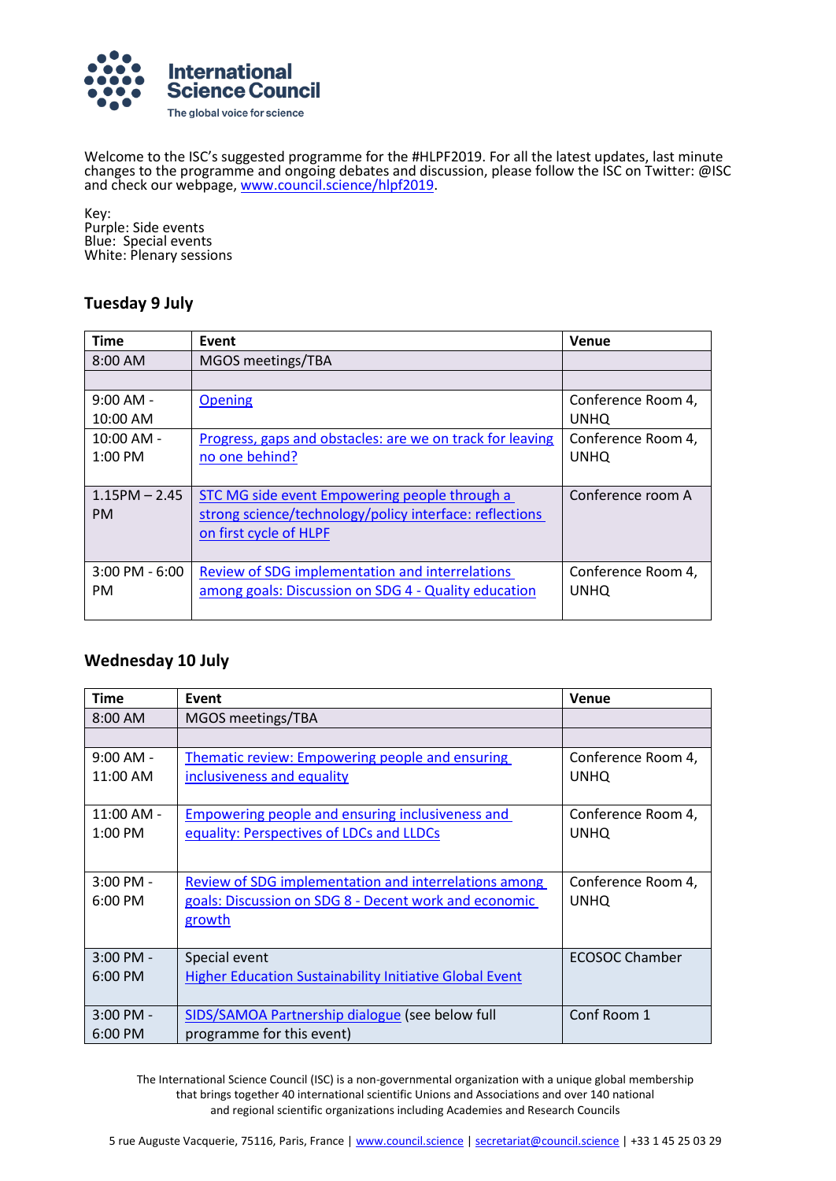International Science Council

The global voice for science

Welcome to the ISC's suggested programme for the #HLPF2019. For all the latest updates, last minute changes to the programme and ongoing debates and discussion, please follow the ISC on Twitter: @ISC and check our webpage, www.council.science/hlpf2019.

Key:
Purple: Side events
Blue: Special events
White: Plenary sessions

### Tuesday 9 July

| Time | Event | Venue |
| --- | --- | --- |
| 8:00 AM | MGOS meetings/TBA | |
| | | |
| 9:00 AM - 10:00 AM | Opening | Conference Room 4, UNHQ |
| 10:00 AM - 1:00 PM | Progress, gaps and obstacles: are we on track for leaving no one behind? | Conference Room 4, UNHQ |
| 1.15PM – 2.45 PM | STC MG side event Empowering people through a strong science/technology/policy interface: reflections on first cycle of HLPF | Conference room A |
| 3:00 PM - 6:00 PM | Review of SDG implementation and interrelations among goals: Discussion on SDG 4 - Quality education | Conference Room 4, UNHQ |

### Wednesday 10 July

| Time | Event | Venue |
| --- | --- | --- |
| 8:00 AM | MGOS meetings/TBA | |
| | | |
| 9:00 AM - 11:00 AM | Thematic review: Empowering people and ensuring inclusiveness and equality | Conference Room 4, UNHQ |
| 11:00 AM - 1:00 PM | Empowering people and ensuring inclusiveness and equality: Perspectives of LDCs and LLDCs | Conference Room 4, UNHQ |
| 3:00 PM - 6:00 PM | Review of SDG implementation and interrelations among goals: Discussion on SDG 8 - Decent work and economic growth | Conference Room 4, UNHQ |
| 3:00 PM - 6:00 PM | Special event Higher Education Sustainability Initiative Global Event | ECOSOC Chamber |
| 3:00 PM - 6:00 PM | SIDS/SAMOA Partnership dialogue (see below full programme for this event) | Conf Room 1 |

The International Science Council (ISC) is a non-governmental organization with a unique global membership that brings together 40 international scientific Unions and Associations and over 140 national and regional scientific organizations including Academies and Research Councils

5 rue Auguste Vacquerie, 75116, Paris, France | www.council.science | secretariat@council.science | +33 1 45 25 03 29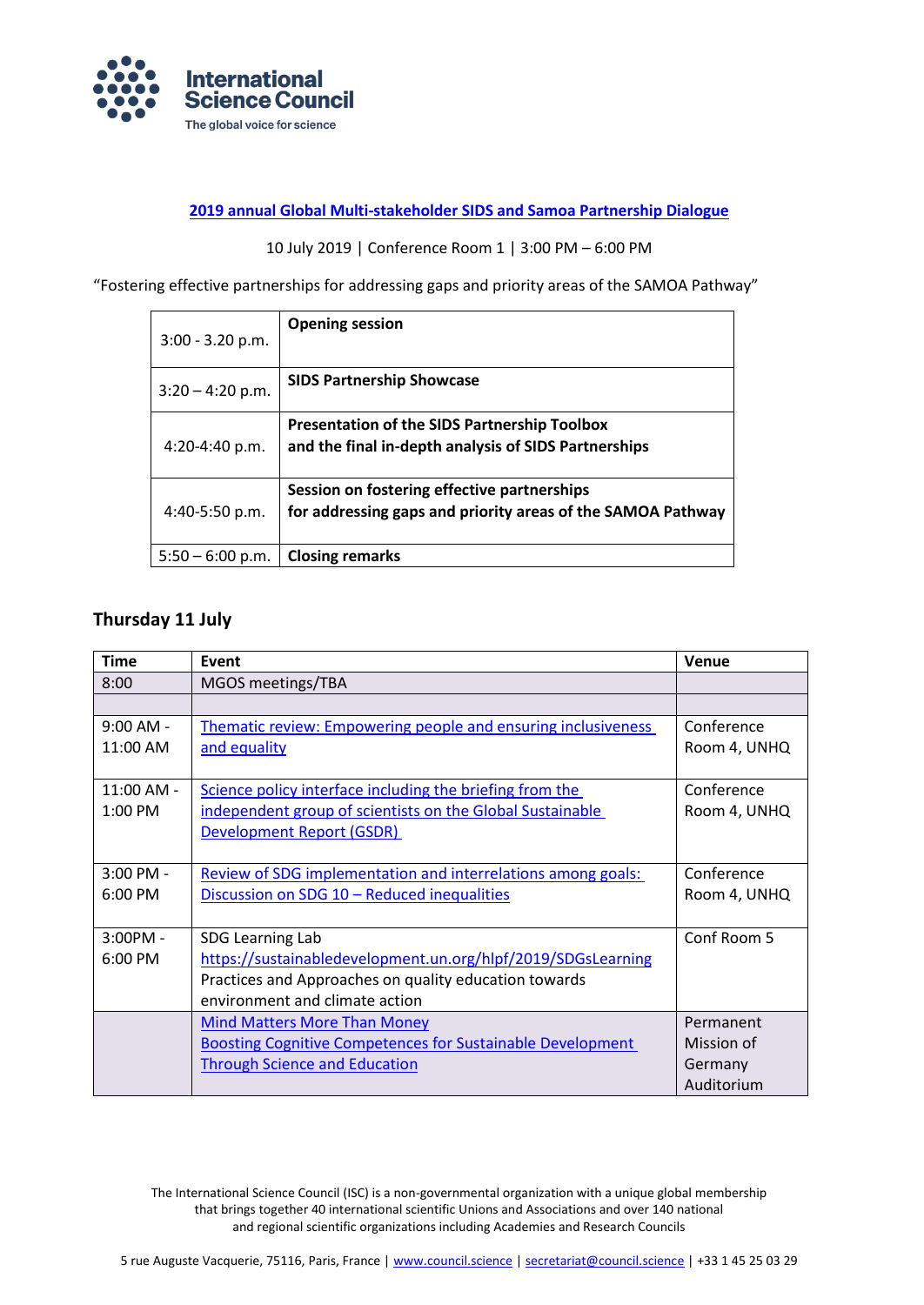**2019 annual Global Multi-stakeholder SIDS and Samoa Partnership Dialogue**

10 July 2019 | Conference Room 1 | 3:00 PM – 6:00 PM

"Fostering effective partnerships for addressing gaps and priority areas of the SAMOA Pathway"

| | |
|---|---|
| 3:00 - 3.20 p.m. | **Opening session** |
| 3:20 – 4:20 p.m. | **SIDS Partnership Showcase** |
| 4:20-4:40 p.m. | **Presentation of the SIDS Partnership Toolbox and the final in-depth analysis of SIDS Partnerships** |
| 4:40-5:50 p.m. | **Session on fostering effective partnerships for addressing gaps and priority areas of the SAMOA Pathway** |
| 5:50 – 6:00 p.m. | **Closing remarks** |

## Thursday 11 July

| Time | Event | Venue |
|---|---|---|
| 8:00 | MGOS meetings/TBA | |
| | | |
| 9:00 AM - 11:00 AM | Thematic review: Empowering people and ensuring inclusiveness and equality | Conference Room 4, UNHQ |
| 11:00 AM - 1:00 PM | Science policy interface including the briefing from the independent group of scientists on the Global Sustainable Development Report (GSDR) | Conference Room 4, UNHQ |
| 3:00 PM - 6:00 PM | Review of SDG implementation and interrelations among goals: Discussion on SDG 10 – Reduced inequalities | Conference Room 4, UNHQ |
| 3:00PM - 6:00 PM | SDG Learning Lab https://sustainabledevelopment.un.org/hlpf/2019/SDGsLearning Practices and Approaches on quality education towards environment and climate action | Conf Room 5 |
| | Mind Matters More Than Money Boosting Cognitive Competences for Sustainable Development Through Science and Education | Permanent Mission of Germany Auditorium |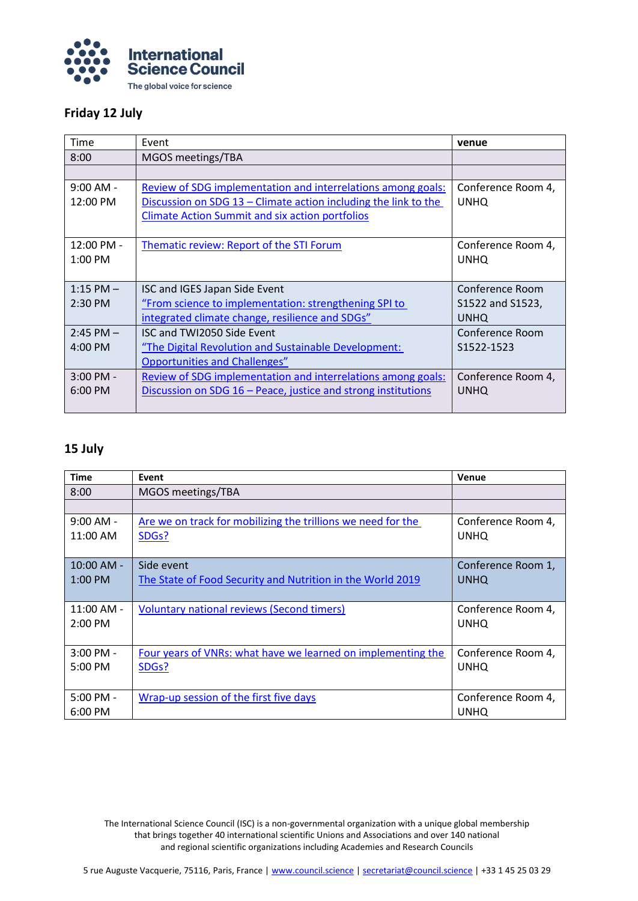**International Science Council**
The global voice for science

## Friday 12 July

| Time | Event | venue |
|---|---|---|
| 8:00 | MGOS meetings/TBA | |
| | | |
| 9:00 AM - 12:00 PM | Review of SDG implementation and interrelations among goals: Discussion on SDG 13 – Climate action including the link to the Climate Action Summit and six action portfolios | Conference Room 4, UNHQ |
| 12:00 PM - 1:00 PM | Thematic review: Report of the STI Forum | Conference Room 4, UNHQ |
| 1:15 PM – 2:30 PM | ISC and IGES Japan Side Event "From science to implementation: strengthening SPI to integrated climate change, resilience and SDGs" | Conference Room S1522 and S1523, UNHQ |
| 2:45 PM – 4:00 PM | ISC and TWI2050 Side Event "The Digital Revolution and Sustainable Development: Opportunities and Challenges" | Conference Room S1522-1523 |
| 3:00 PM - 6:00 PM | Review of SDG implementation and interrelations among goals: Discussion on SDG 16 – Peace, justice and strong institutions | Conference Room 4, UNHQ |

## 15 July

| Time | Event | Venue |
|---|---|---|
| 8:00 | MGOS meetings/TBA | |
| | | |
| 9:00 AM - 11:00 AM | Are we on track for mobilizing the trillions we need for the SDGs? | Conference Room 4, UNHQ |
| 10:00 AM - 1:00 PM | Side event The State of Food Security and Nutrition in the World 2019 | Conference Room 1, UNHQ |
| 11:00 AM - 2:00 PM | Voluntary national reviews (Second timers) | Conference Room 4, UNHQ |
| 3:00 PM - 5:00 PM | Four years of VNRs: what have we learned on implementing the SDGs? | Conference Room 4, UNHQ |
| 5:00 PM - 6:00 PM | Wrap-up session of the first five days | Conference Room 4, UNHQ |

The International Science Council (ISC) is a non-governmental organization with a unique global membership that brings together 40 international scientific Unions and Associations and over 140 national and regional scientific organizations including Academies and Research Councils

5 rue Auguste Vacquerie, 75116, Paris, France | www.council.science | secretariat@council.science | +33 1 45 25 03 29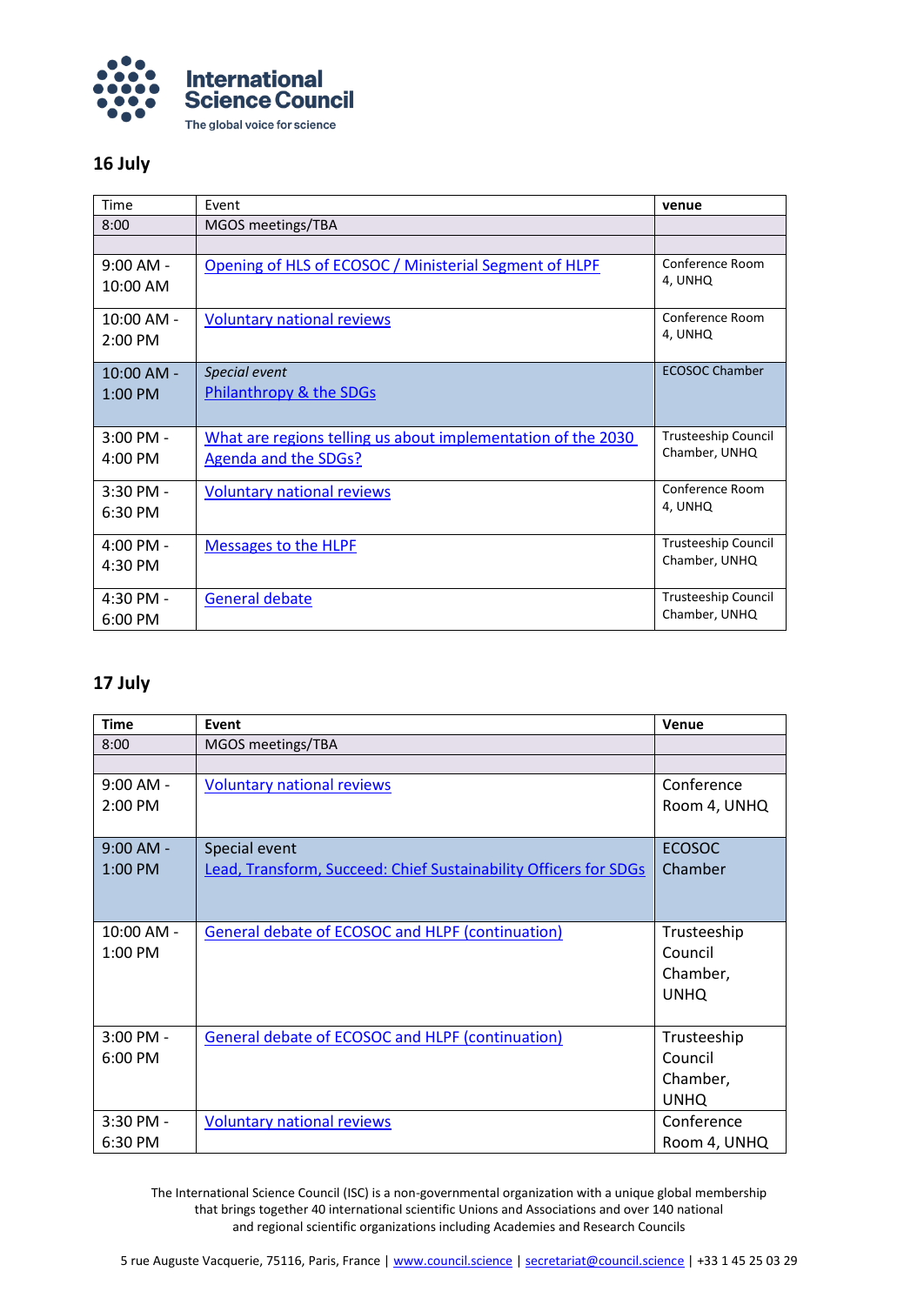## 16 July

| Time | Event | venue |
| --- | --- | --- |
| 8:00 | MGOS meetings/TBA | |
| | | |
| 9:00 AM - 10:00 AM | Opening of HLS of ECOSOC / Ministerial Segment of HLPF | Conference Room 4, UNHQ |
| 10:00 AM - 2:00 PM | Voluntary national reviews | Conference Room 4, UNHQ |
| 10:00 AM - 1:00 PM | *Special event* Philanthropy & the SDGs | ECOSOC Chamber |
| 3:00 PM - 4:00 PM | What are regions telling us about implementation of the 2030 Agenda and the SDGs? | Trusteeship Council Chamber, UNHQ |
| 3:30 PM - 6:30 PM | Voluntary national reviews | Conference Room 4, UNHQ |
| 4:00 PM - 4:30 PM | Messages to the HLPF | Trusteeship Council Chamber, UNHQ |
| 4:30 PM - 6:00 PM | General debate | Trusteeship Council Chamber, UNHQ |

## 17 July

| Time | Event | Venue |
| --- | --- | --- |
| 8:00 | MGOS meetings/TBA | |
| | | |
| 9:00 AM - 2:00 PM | Voluntary national reviews | Conference Room 4, UNHQ |
| 9:00 AM - 1:00 PM | Special event Lead, Transform, Succeed: Chief Sustainability Officers for SDGs | ECOSOC Chamber |
| 10:00 AM - 1:00 PM | General debate of ECOSOC and HLPF (continuation) | Trusteeship Council Chamber, UNHQ |
| 3:00 PM - 6:00 PM | General debate of ECOSOC and HLPF (continuation) | Trusteeship Council Chamber, UNHQ |
| 3:30 PM - 6:30 PM | Voluntary national reviews | Conference Room 4, UNHQ |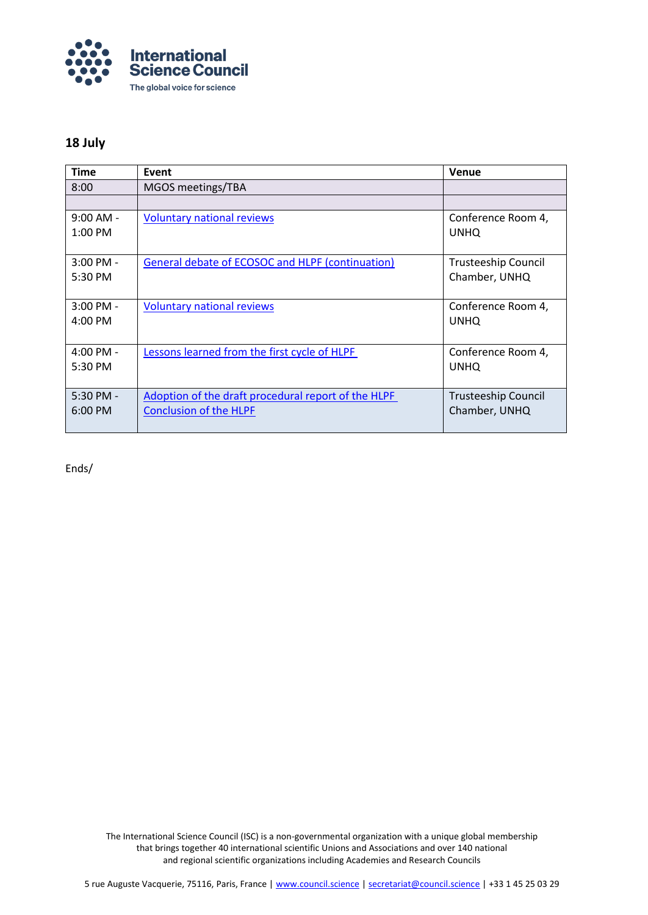## 18 July

| Time | Event | Venue |
|---|---|---|
| 8:00 | MGOS meetings/TBA | |
| | | |
| 9:00 AM - 1:00 PM | Voluntary national reviews | Conference Room 4, UNHQ |
| 3:00 PM - 5:30 PM | General debate of ECOSOC and HLPF (continuation) | Trusteeship Council Chamber, UNHQ |
| 3:00 PM - 4:00 PM | Voluntary national reviews | Conference Room 4, UNHQ |
| 4:00 PM - 5:30 PM | Lessons learned from the first cycle of HLPF | Conference Room 4, UNHQ |
| 5:30 PM - 6:00 PM | Adoption of the draft procedural report of the HLPF<br>Conclusion of the HLPF | Trusteeship Council Chamber, UNHQ |

Ends/